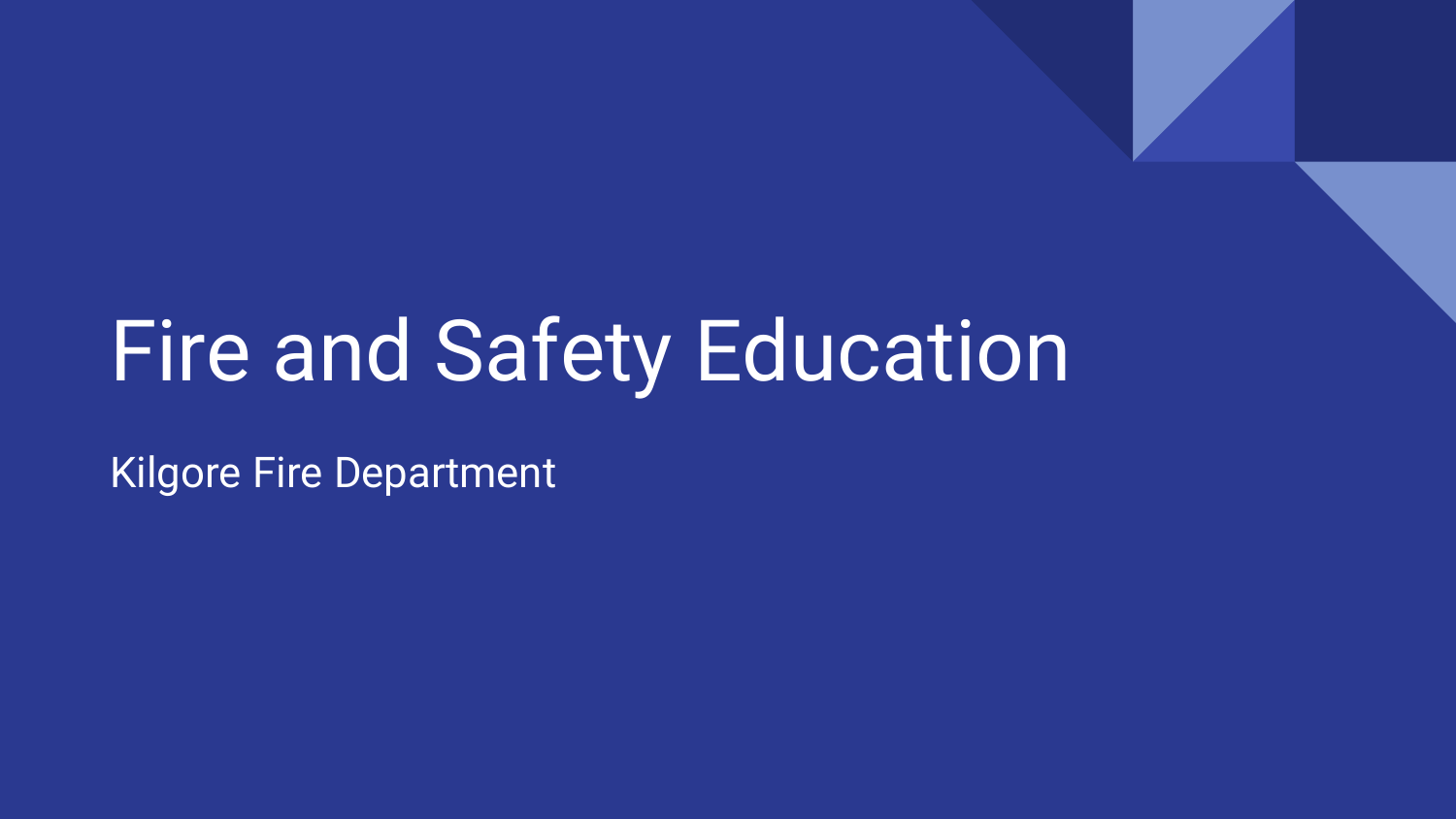# Fire and Safety Education

Kilgore Fire Department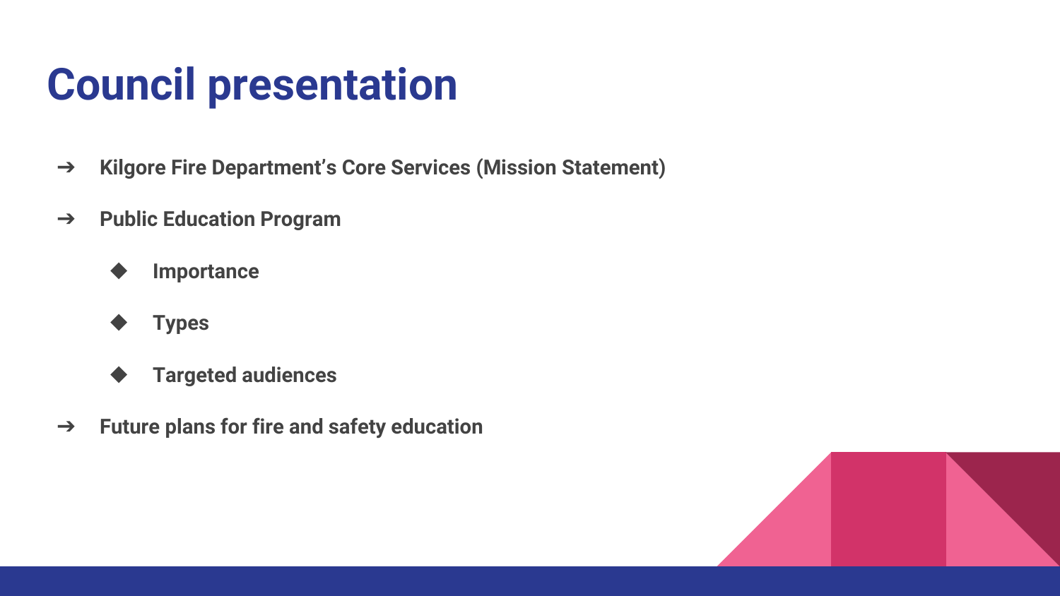# Council presentation

- **Kilgore Fire Department's Core Services (Mission Statement)**
- **Public Education Program**
  - **Importance**
  - **Types**
  - **Targeted audiences**
- **Future plans for fire and safety education**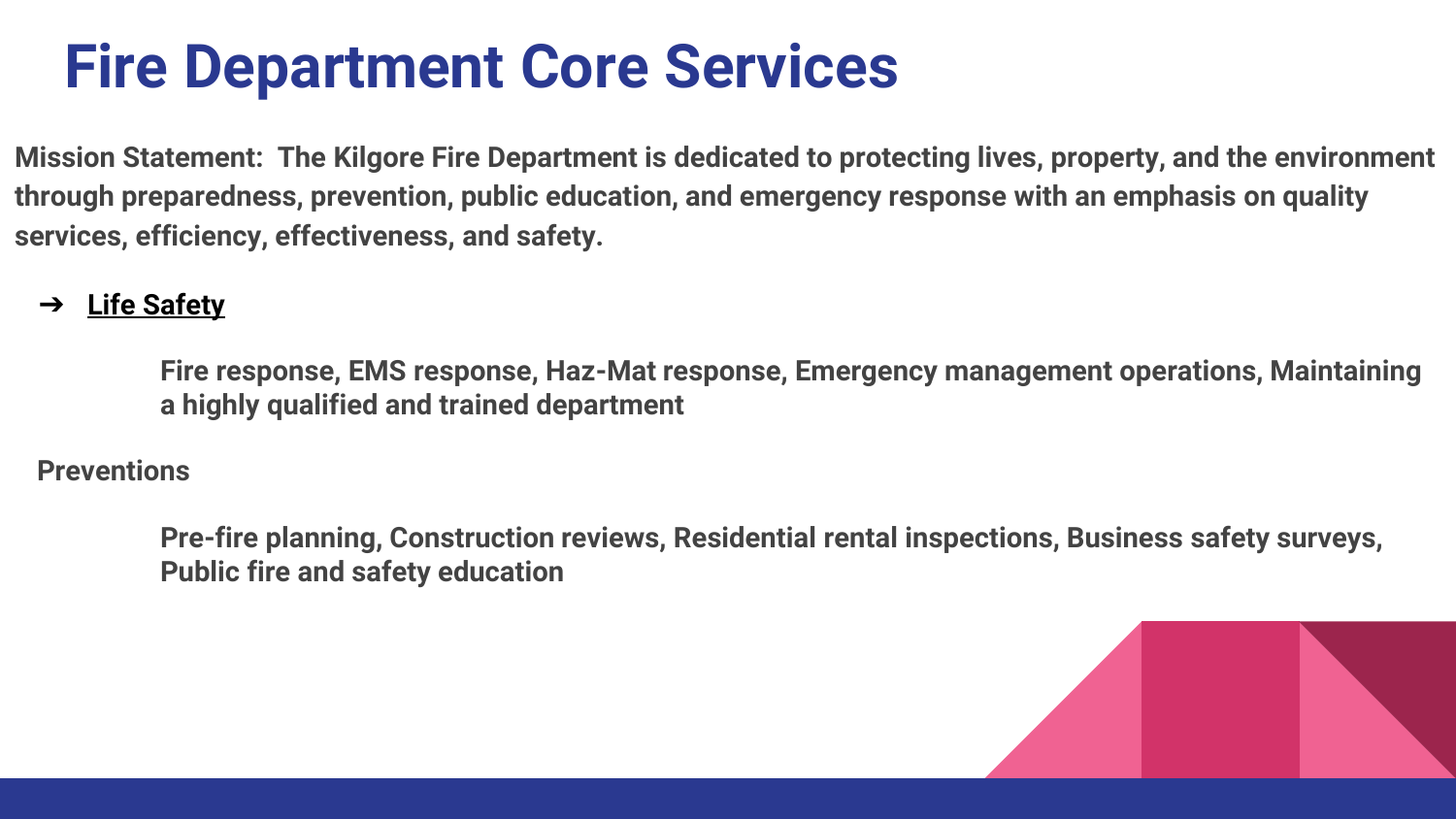# Fire Department Core Services

**Mission Statement: The Kilgore Fire Department is dedicated to protecting lives, property, and the environment through preparedness, prevention, public education, and emergency response with an emphasis on quality services, efficiency, effectiveness, and safety.**

- **Life Safety**

  **Fire response, EMS response, Haz-Mat response, Emergency management operations, Maintaining a highly qualified and trained department**

**Preventions**

**Pre-fire planning, Construction reviews, Residential rental inspections, Business safety surveys, Public fire and safety education**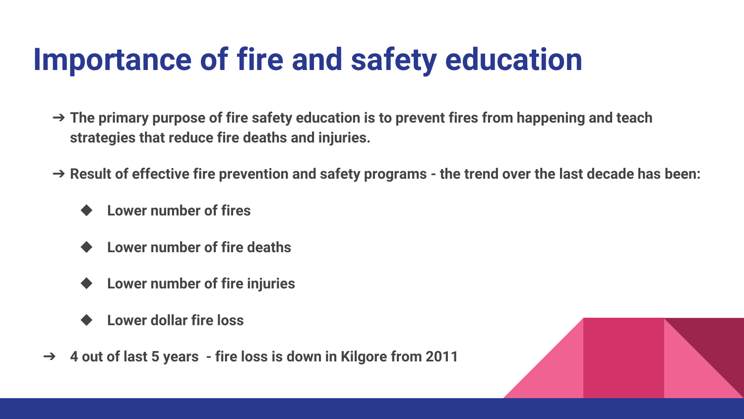# Importance of fire and safety education

- **The primary purpose of fire safety education is to prevent fires from happening and teach strategies that reduce fire deaths and injuries.**
- **Result of effective fire prevention and safety programs - the trend over the last decade has been:**
  - **Lower number of fires**
  - **Lower number of fire deaths**
  - **Lower number of fire injuries**
  - **Lower dollar fire loss**
- **4 out of last 5 years - fire loss is down in Kilgore from 2011**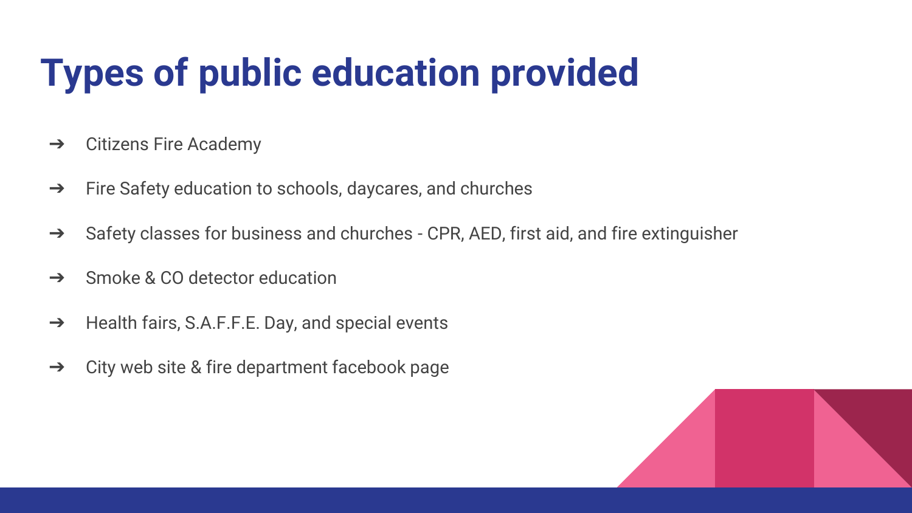# Types of public education provided

- Citizens Fire Academy
- Fire Safety education to schools, daycares, and churches
- Safety classes for business and churches - CPR, AED, first aid, and fire extinguisher
- Smoke & CO detector education
- Health fairs, S.A.F.F.E. Day, and special events
- City web site & fire department facebook page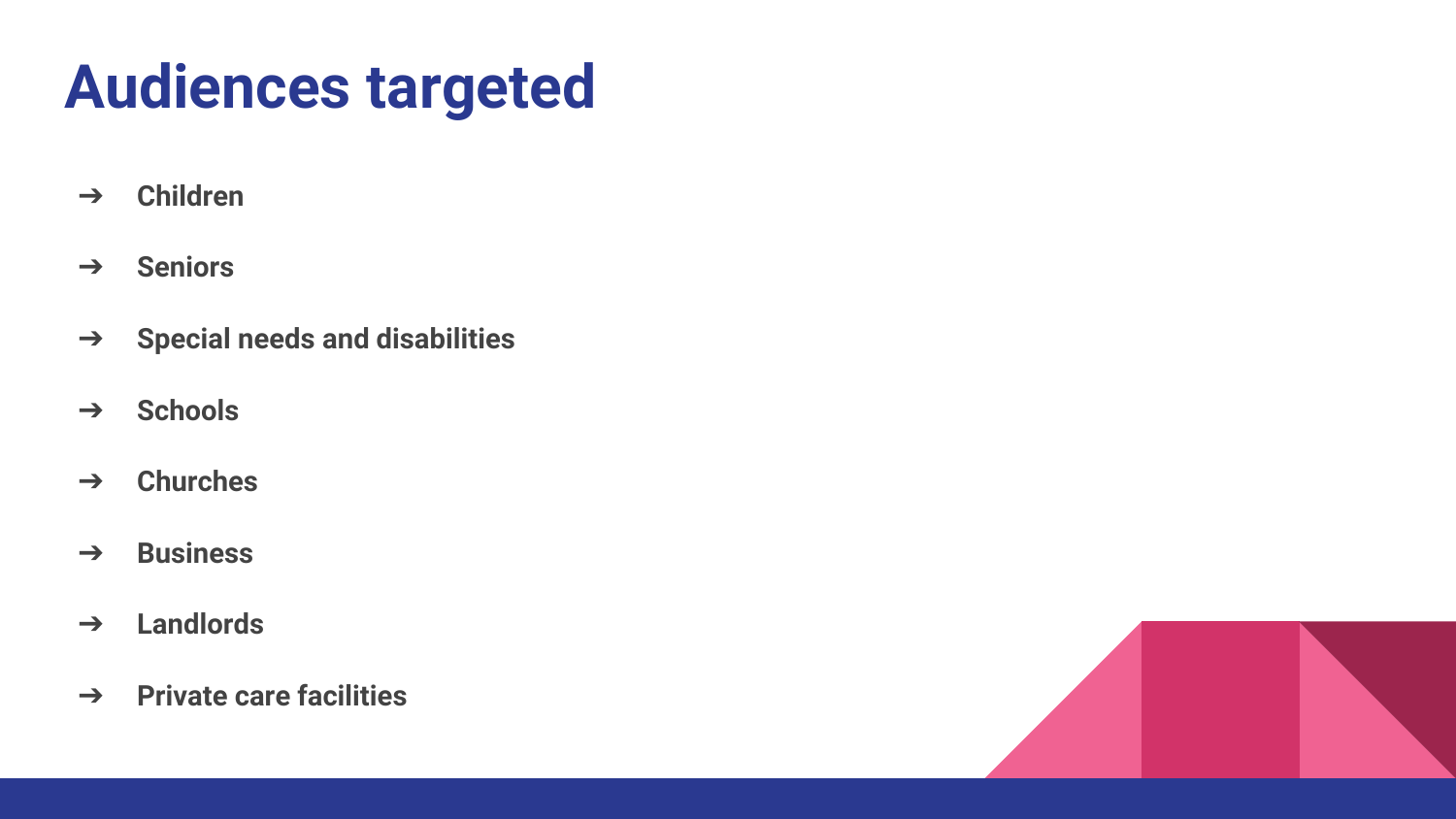# Audiences targeted

- Children
- Seniors
- Special needs and disabilities
- Schools
- Churches
- Business
- Landlords
- Private care facilities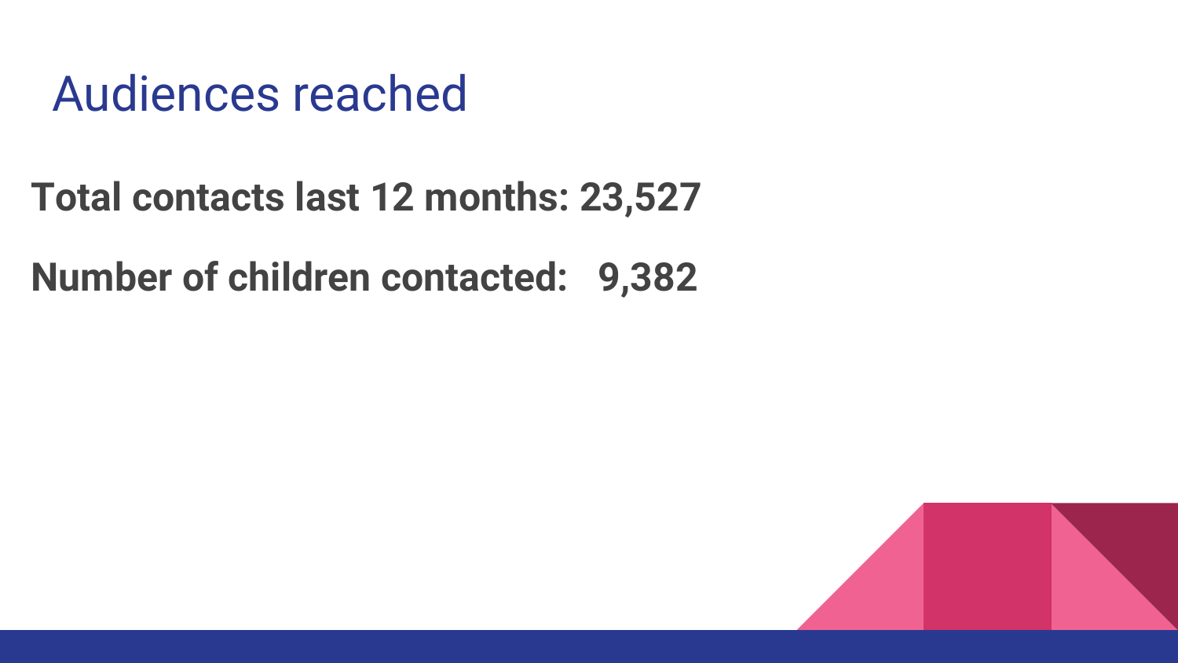# Audiences reached

**Total contacts last 12 months: 23,527**

**Number of children contacted: 9,382**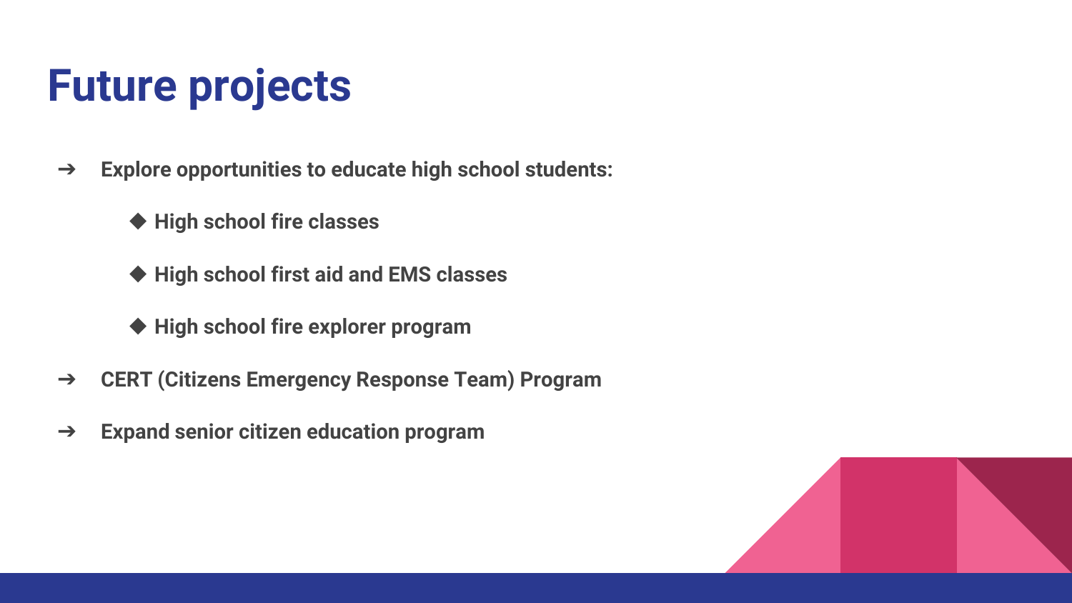# Future projects

- **Explore opportunities to educate high school students:**
    - **High school fire classes**
    - **High school first aid and EMS classes**
    - **High school fire explorer program**
- **CERT (Citizens Emergency Response Team) Program**
- **Expand senior citizen education program**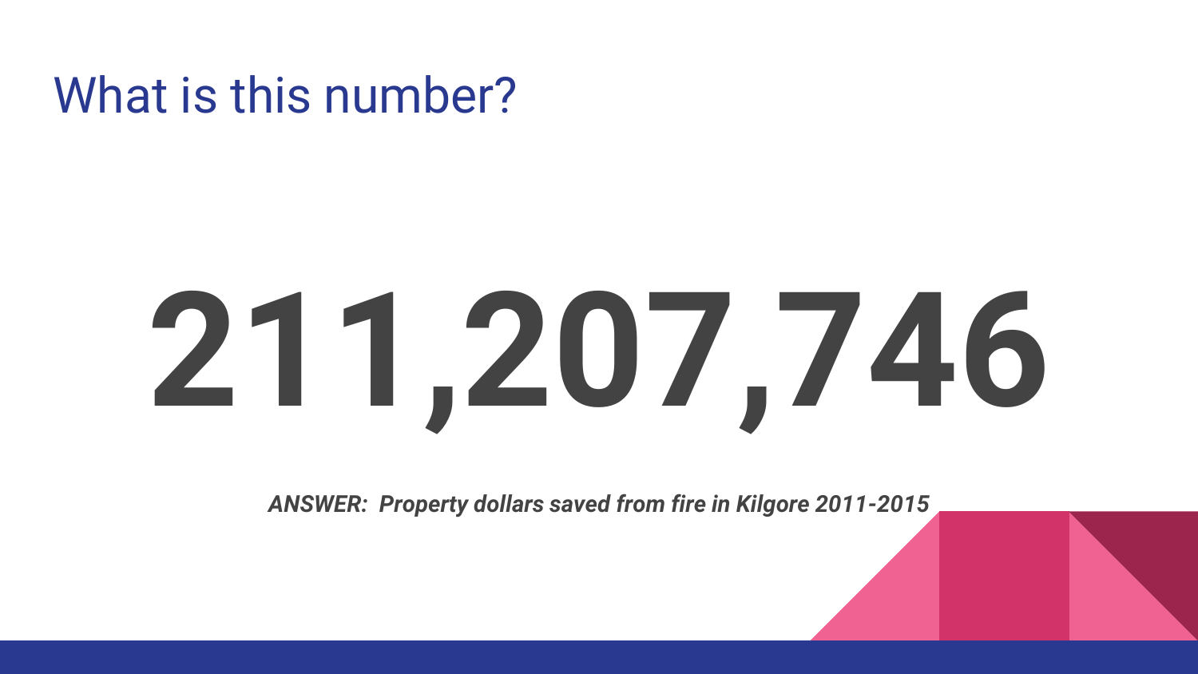# What is this number?

**211,207,746**

***ANSWER: Property dollars saved from fire in Kilgore 2011-2015***